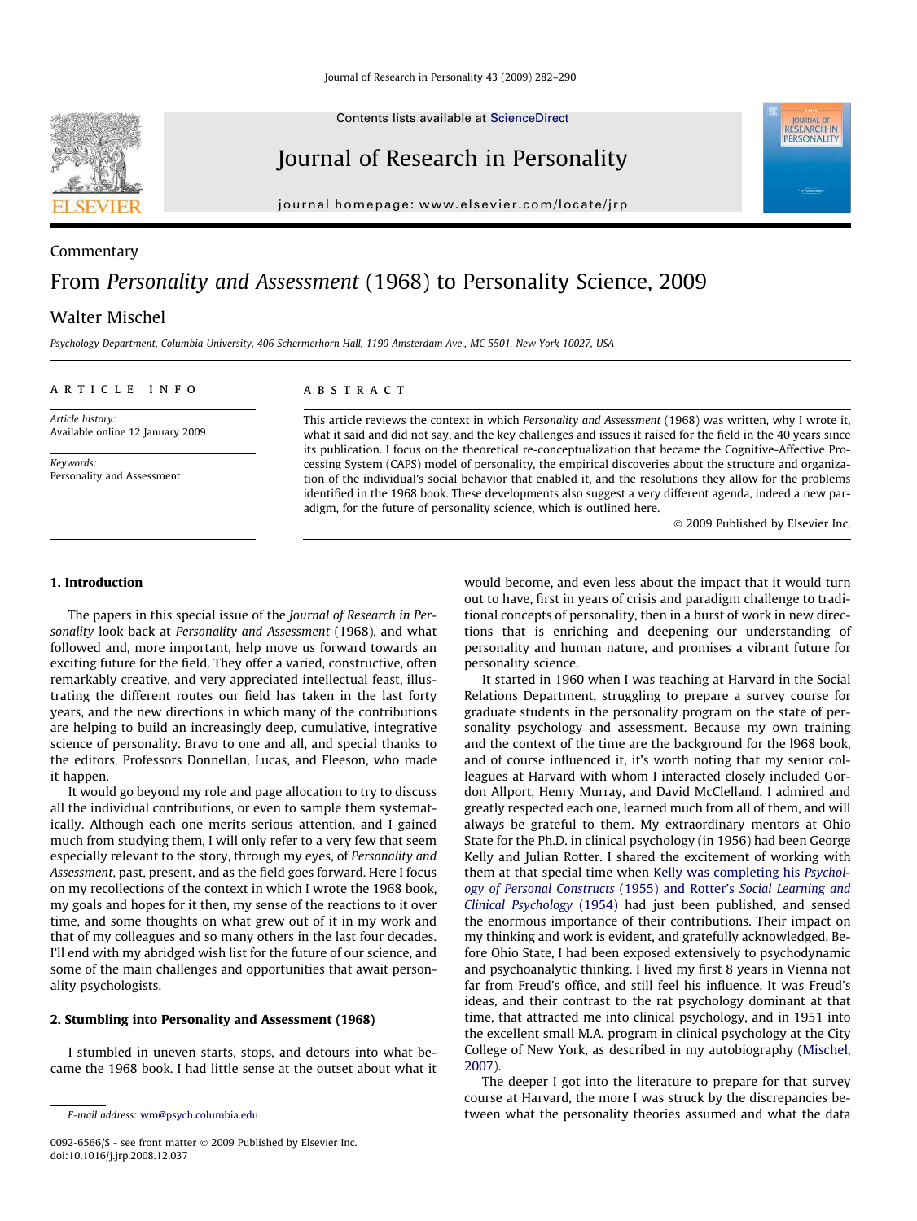Commentary

# From *Personality and Assessment* (1968) to Personality Science, 2009

Walter Mischel

*Psychology Department, Columbia University, 406 Schermerhorn Hall, 1190 Amsterdam Ave., MC 5501, New York 10027, USA*

**ARTICLE INFO**

*Article history:*
Available online 12 January 2009

*Keywords:*
Personality and Assessment

**ABSTRACT**

This article reviews the context in which *Personality and Assessment* (1968) was written, why I wrote it, what it said and did not say, and the key challenges and issues it raised for the field in the 40 years since its publication. I focus on the theoretical re-conceptualization that became the Cognitive-Affective Processing System (CAPS) model of personality, the empirical discoveries about the structure and organization of the individual's social behavior that enabled it, and the resolutions they allow for the problems identified in the 1968 book. These developments also suggest a very different agenda, indeed a new paradigm, for the future of personality science, which is outlined here.

© 2009 Published by Elsevier Inc.

## 1. Introduction

The papers in this special issue of the *Journal of Research in Personality* look back at *Personality and Assessment* (1968), and what followed and, more important, help move us forward towards an exciting future for the field. They offer a varied, constructive, often remarkably creative, and very appreciated intellectual feast, illustrating the different routes our field has taken in the last forty years, and the new directions in which many of the contributions are helping to build an increasingly deep, cumulative, integrative science of personality. Bravo to one and all, and special thanks to the editors, Professors Donnellan, Lucas, and Fleeson, who made it happen.

It would go beyond my role and page allocation to try to discuss all the individual contributions, or even to sample them systematically. Although each one merits serious attention, and I gained much from studying them, I will only refer to a very few that seem especially relevant to the story, through my eyes, of *Personality and Assessment*, past, present, and as the field goes forward. Here I focus on my recollections of the context in which I wrote the 1968 book, my goals and hopes for it then, my sense of the reactions to it over time, and some thoughts on what grew out of it in my work and that of my colleagues and so many others in the last four decades. I'll end with my abridged wish list for the future of our science, and some of the main challenges and opportunities that await personality psychologists.

## 2. Stumbling into Personality and Assessment (1968)

I stumbled in uneven starts, stops, and detours into what became the 1968 book. I had little sense at the outset about what it would become, and even less about the impact that it would turn out to have, first in years of crisis and paradigm challenge to traditional concepts of personality, then in a burst of work in new directions that is enriching and deepening our understanding of personality and human nature, and promises a vibrant future for personality science.

It started in 1960 when I was teaching at Harvard in the Social Relations Department, struggling to prepare a survey course for graduate students in the personality program on the state of personality psychology and assessment. Because my own training and the context of the time are the background for the l968 book, and of course influenced it, it's worth noting that my senior colleagues at Harvard with whom I interacted closely included Gordon Allport, Henry Murray, and David McClelland. I admired and greatly respected each one, learned much from all of them, and will always be grateful to them. My extraordinary mentors at Ohio State for the Ph.D. in clinical psychology (in 1956) had been George Kelly and Julian Rotter. I shared the excitement of working with them at that special time when Kelly was completing his *Psychology of Personal Constructs* (1955) and Rotter's *Social Learning and Clinical Psychology* (1954) had just been published, and sensed the enormous importance of their contributions. Their impact on my thinking and work is evident, and gratefully acknowledged. Before Ohio State, I had been exposed extensively to psychodynamic and psychoanalytic thinking. I lived my first 8 years in Vienna not far from Freud's office, and still feel his influence. It was Freud's ideas, and their contrast to the rat psychology dominant at that time, that attracted me into clinical psychology, and in 1951 into the excellent small M.A. program in clinical psychology at the City College of New York, as described in my autobiography (Mischel, 2007).

The deeper I got into the literature to prepare for that survey course at Harvard, the more I was struck by the discrepancies between what the personality theories assumed and what the data

E-mail address: wm@psych.columbia.edu

0092-6566/$ - see front matter © 2009 Published by Elsevier Inc.
doi:10.1016/j.jrp.2008.12.037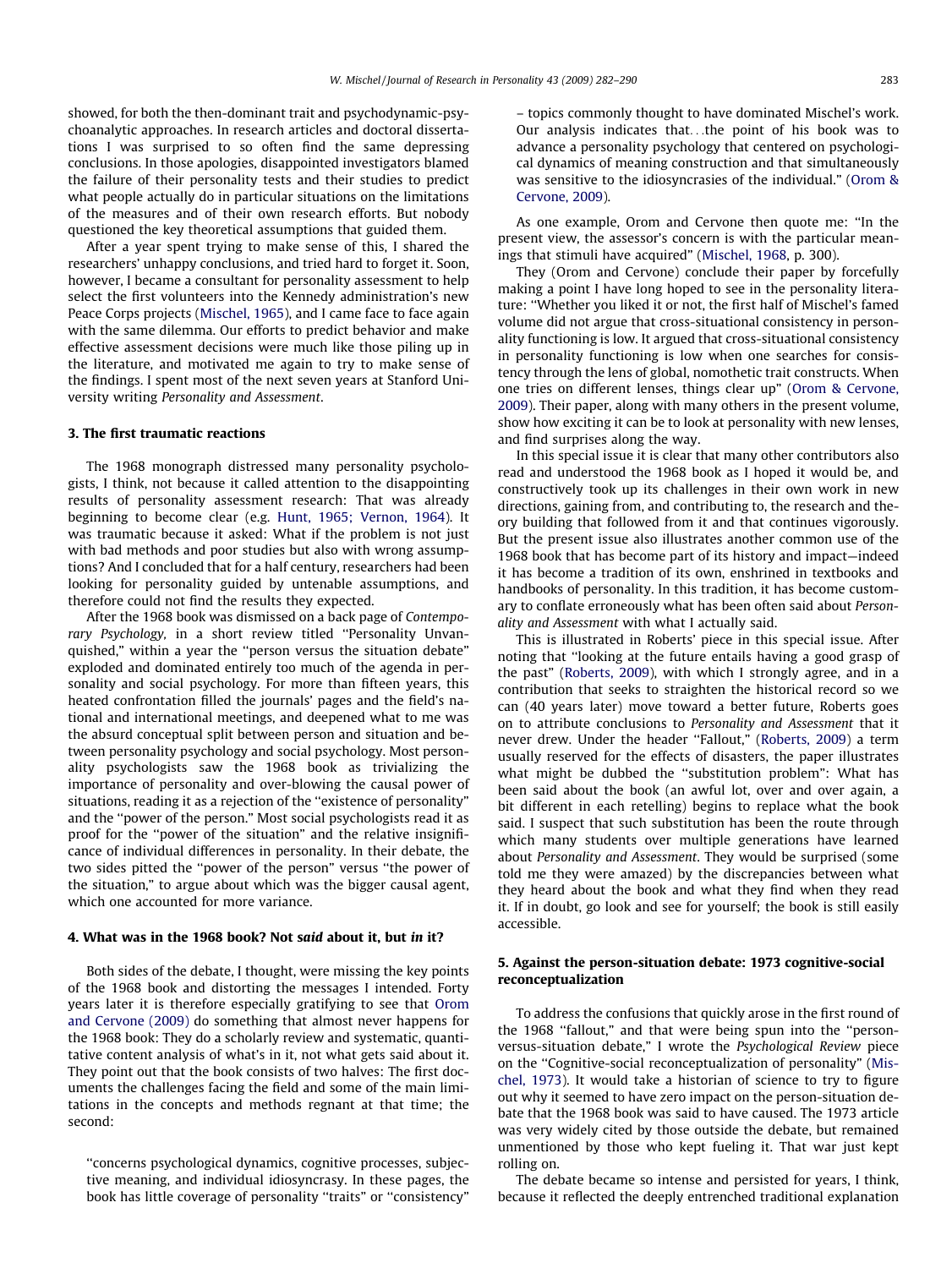showed, for both the then-dominant trait and psychodynamic-psychoanalytic approaches. In research articles and doctoral dissertations I was surprised to so often find the same depressing conclusions. In those apologies, disappointed investigators blamed the failure of their personality tests and their studies to predict what people actually do in particular situations on the limitations of the measures and of their own research efforts. But nobody questioned the key theoretical assumptions that guided them.

After a year spent trying to make sense of this, I shared the researchers' unhappy conclusions, and tried hard to forget it. Soon, however, I became a consultant for personality assessment to help select the first volunteers into the Kennedy administration's new Peace Corps projects (Mischel, 1965), and I came face to face again with the same dilemma. Our efforts to predict behavior and make effective assessment decisions were much like those piling up in the literature, and motivated me again to try to make sense of the findings. I spent most of the next seven years at Stanford University writing *Personality and Assessment*.

## 3. The first traumatic reactions

The 1968 monograph distressed many personality psychologists, I think, not because it called attention to the disappointing results of personality assessment research: That was already beginning to become clear (e.g. Hunt, 1965; Vernon, 1964). It was traumatic because it asked: What if the problem is not just with bad methods and poor studies but also with wrong assumptions? And I concluded that for a half century, researchers had been looking for personality guided by untenable assumptions, and therefore could not find the results they expected.

After the 1968 book was dismissed on a back page of *Contemporary Psychology*, in a short review titled "Personality Unvanquished," within a year the "person versus the situation debate" exploded and dominated entirely too much of the agenda in personality and social psychology. For more than fifteen years, this heated confrontation filled the journals' pages and the field's national and international meetings, and deepened what to me was the absurd conceptual split between person and situation and between personality psychology and social psychology. Most personality psychologists saw the 1968 book as trivializing the importance of personality and over-blowing the causal power of situations, reading it as a rejection of the "existence of personality" and the "power of the person." Most social psychologists read it as proof for the "power of the situation" and the relative insignificance of individual differences in personality. In their debate, the two sides pitted the "power of the person" versus "the power of the situation," to argue about which was the bigger causal agent, which one accounted for more variance.

## 4. What was in the 1968 book? Not *said* about it, but *in* it?

Both sides of the debate, I thought, were missing the key points of the 1968 book and distorting the messages I intended. Forty years later it is therefore especially gratifying to see that Orom and Cervone (2009) do something that almost never happens for the 1968 book: They do a scholarly review and systematic, quantitative content analysis of what's in it, not what gets said about it. They point out that the book consists of two halves: The first documents the challenges facing the field and some of the main limitations in the concepts and methods regnant at that time; the second:

> "concerns psychological dynamics, cognitive processes, subjective meaning, and individual idiosyncrasy. In these pages, the book has little coverage of personality "traits" or "consistency" – topics commonly thought to have dominated Mischel's work. Our analysis indicates that…the point of his book was to advance a personality psychology that centered on psychological dynamics of meaning construction and that simultaneously was sensitive to the idiosyncrasies of the individual." (Orom & Cervone, 2009).

As one example, Orom and Cervone then quote me: "In the present view, the assessor's concern is with the particular meanings that stimuli have acquired" (Mischel, 1968, p. 300).

They (Orom and Cervone) conclude their paper by forcefully making a point I have long hoped to see in the personality literature: "Whether you liked it or not, the first half of Mischel's famed volume did not argue that cross-situational consistency in personality functioning is low. It argued that cross-situational consistency in personality functioning is low when one searches for consistency through the lens of global, nomothetic trait constructs. When one tries on different lenses, things clear up" (Orom & Cervone, 2009). Their paper, along with many others in the present volume, show how exciting it can be to look at personality with new lenses, and find surprises along the way.

In this special issue it is clear that many other contributors also read and understood the 1968 book as I hoped it would be, and constructively took up its challenges in their own work in new directions, gaining from, and contributing to, the research and theory building that followed from it and that continues vigorously. But the present issue also illustrates another common use of the 1968 book that has become part of its history and impact—indeed it has become a tradition of its own, enshrined in textbooks and handbooks of personality. In this tradition, it has become customary to conflate erroneously what has been often said about *Personality and Assessment* with what I actually said.

This is illustrated in Roberts' piece in this special issue. After noting that "looking at the future entails having a good grasp of the past" (Roberts, 2009), with which I strongly agree, and in a contribution that seeks to straighten the historical record so we can (40 years later) move toward a better future, Roberts goes on to attribute conclusions to *Personality and Assessment* that it never drew. Under the header "Fallout," (Roberts, 2009) a term usually reserved for the effects of disasters, the paper illustrates what might be dubbed the "substitution problem": What has been said about the book (an awful lot, over and over again, a bit different in each retelling) begins to replace what the book said. I suspect that such substitution has been the route through which many students over multiple generations have learned about *Personality and Assessment*. They would be surprised (some told me they were amazed) by the discrepancies between what they heard about the book and what they find when they read it. If in doubt, go look and see for yourself; the book is still easily accessible.

## 5. Against the person-situation debate: 1973 cognitive-social reconceptualization

To address the confusions that quickly arose in the first round of the 1968 "fallout," and that were being spun into the "person-versus-situation debate," I wrote the *Psychological Review* piece on the "Cognitive-social reconceptualization of personality" (Mischel, 1973). It would take a historian of science to try to figure out why it seemed to have zero impact on the person-situation debate that the 1968 book was said to have caused. The 1973 article was very widely cited by those outside the debate, but remained unmentioned by those who kept fueling it. That war just kept rolling on.

The debate became so intense and persisted for years, I think, because it reflected the deeply entrenched traditional explanation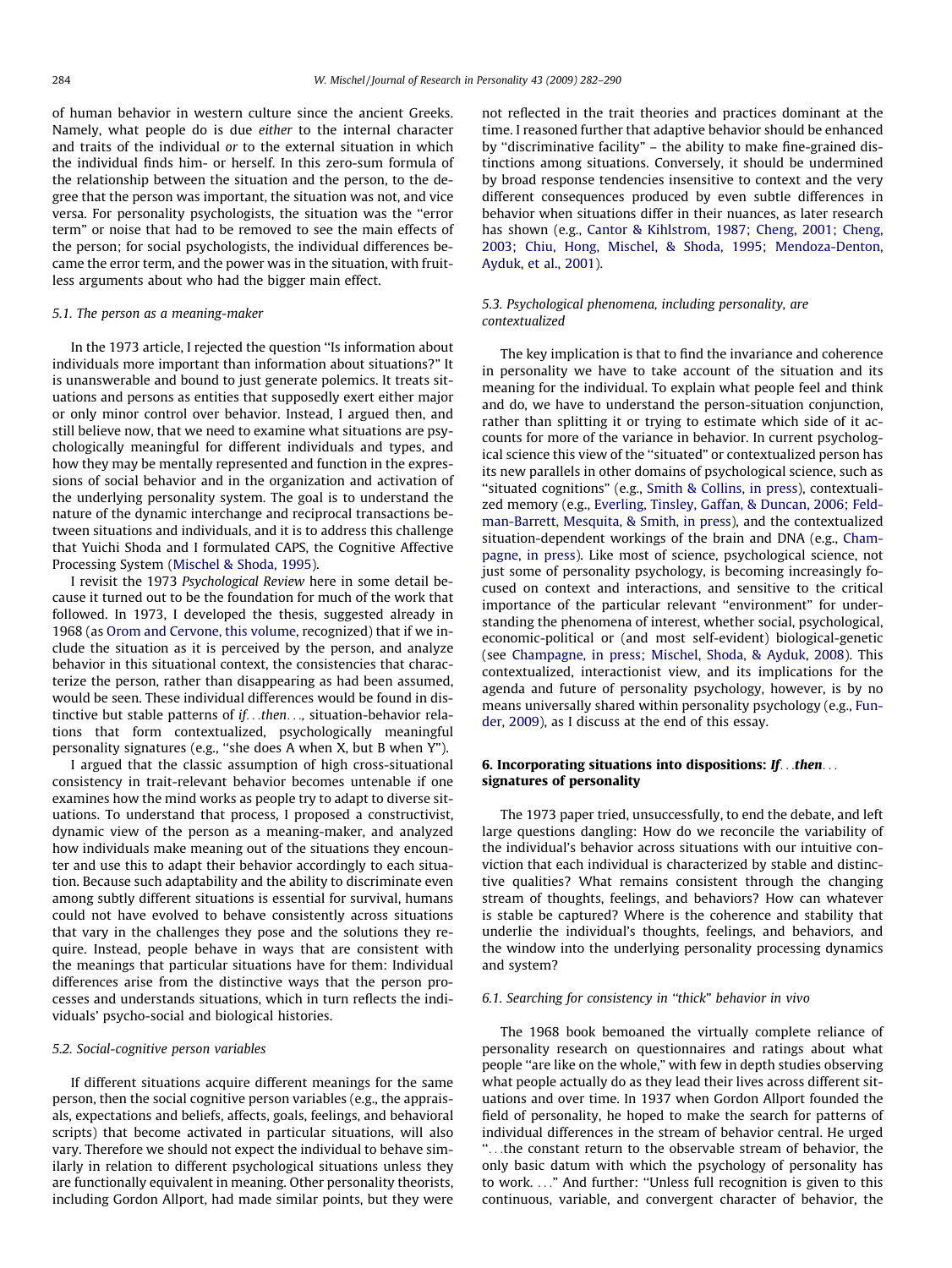of human behavior in western culture since the ancient Greeks. Namely, what people do is due *either* to the internal character and traits of the individual *or* to the external situation in which the individual finds him- or herself. In this zero-sum formula of the relationship between the situation and the person, to the degree that the person was important, the situation was not, and vice versa. For personality psychologists, the situation was the "error term" or noise that had to be removed to see the main effects of the person; for social psychologists, the individual differences became the error term, and the power was in the situation, with fruitless arguments about who had the bigger main effect.

### 5.1. The person as a meaning-maker

In the 1973 article, I rejected the question "Is information about individuals more important than information about situations?" It is unanswerable and bound to just generate polemics. It treats situations and persons as entities that supposedly exert either major or only minor control over behavior. Instead, I argued then, and still believe now, that we need to examine what situations are psychologically meaningful for different individuals and types, and how they may be mentally represented and function in the expressions of social behavior and in the organization and activation of the underlying personality system. The goal is to understand the nature of the dynamic interchange and reciprocal transactions between situations and individuals, and it is to address this challenge that Yuichi Shoda and I formulated CAPS, the Cognitive Affective Processing System (Mischel & Shoda, 1995).

I revisit the 1973 *Psychological Review* here in some detail because it turned out to be the foundation for much of the work that followed. In 1973, I developed the thesis, suggested already in 1968 (as Orom and Cervone, this volume, recognized) that if we include the situation as it is perceived by the person, and analyze behavior in this situational context, the consistencies that characterize the person, rather than disappearing as had been assumed, would be seen. These individual differences would be found in distinctive but stable patterns of *if*...*then*..., situation-behavior relations that form contextualized, psychologically meaningful personality signatures (e.g., "she does A when X, but B when Y").

I argued that the classic assumption of high cross-situational consistency in trait-relevant behavior becomes untenable if one examines how the mind works as people try to adapt to diverse situations. To understand that process, I proposed a constructivist, dynamic view of the person as a meaning-maker, and analyzed how individuals make meaning out of the situations they encounter and use this to adapt their behavior accordingly to each situation. Because such adaptability and the ability to discriminate even among subtly different situations is essential for survival, humans could not have evolved to behave consistently across situations that vary in the challenges they pose and the solutions they require. Instead, people behave in ways that are consistent with the meanings that particular situations have for them: Individual differences arise from the distinctive ways that the person processes and understands situations, which in turn reflects the individuals' psycho-social and biological histories.

### 5.2. Social-cognitive person variables

If different situations acquire different meanings for the same person, then the social cognitive person variables (e.g., the appraisals, expectations and beliefs, affects, goals, feelings, and behavioral scripts) that become activated in particular situations, will also vary. Therefore we should not expect the individual to behave similarly in relation to different psychological situations unless they are functionally equivalent in meaning. Other personality theorists, including Gordon Allport, had made similar points, but they were not reflected in the trait theories and practices dominant at the time. I reasoned further that adaptive behavior should be enhanced by "discriminative facility" – the ability to make fine-grained distinctions among situations. Conversely, it should be undermined by broad response tendencies insensitive to context and the very different consequences produced by even subtle differences in behavior when situations differ in their nuances, as later research has shown (e.g., Cantor & Kihlstrom, 1987; Cheng, 2001; Cheng, 2003; Chiu, Hong, Mischel, & Shoda, 1995; Mendoza-Denton, Ayduk, et al., 2001).

### 5.3. Psychological phenomena, including personality, are contextualized

The key implication is that to find the invariance and coherence in personality we have to take account of the situation and its meaning for the individual. To explain what people feel and think and do, we have to understand the person-situation conjunction, rather than splitting it or trying to estimate which side of it accounts for more of the variance in behavior. In current psychological science this view of the "situated" or contextualized person has its new parallels in other domains of psychological science, such as "situated cognitions" (e.g., Smith & Collins, in press), contextualized memory (e.g., Everling, Tinsley, Gaffan, & Duncan, 2006; Feldman-Barrett, Mesquita, & Smith, in press), and the contextualized situation-dependent workings of the brain and DNA (e.g., Champagne, in press). Like most of science, psychological science, not just some of personality psychology, is becoming increasingly focused on context and interactions, and sensitive to the critical importance of the particular relevant "environment" for understanding the phenomena of interest, whether social, psychological, economic-political or (and most self-evident) biological-genetic (see Champagne, in press; Mischel, Shoda, & Ayduk, 2008). This contextualized, interactionist view, and its implications for the agenda and future of personality psychology, however, is by no means universally shared within personality psychology (e.g., Funder, 2009), as I discuss at the end of this essay.

## 6. Incorporating situations into dispositions: *If*...*then*... signatures of personality

The 1973 paper tried, unsuccessfully, to end the debate, and left large questions dangling: How do we reconcile the variability of the individual's behavior across situations with our intuitive conviction that each individual is characterized by stable and distinctive qualities? What remains consistent through the changing stream of thoughts, feelings, and behaviors? How can whatever is stable be captured? Where is the coherence and stability that underlie the individual's thoughts, feelings, and behaviors, and the window into the underlying personality processing dynamics and system?

### 6.1. Searching for consistency in "thick" behavior in vivo

The 1968 book bemoaned the virtually complete reliance of personality research on questionnaires and ratings about what people "are like on the whole," with few in depth studies observing what people actually do as they lead their lives across different situations and over time. In 1937 when Gordon Allport founded the field of personality, he hoped to make the search for patterns of individual differences in the stream of behavior central. He urged "...the constant return to the observable stream of behavior, the only basic datum with which the psychology of personality has to work. ..." And further: "Unless full recognition is given to this continuous, variable, and convergent character of behavior, the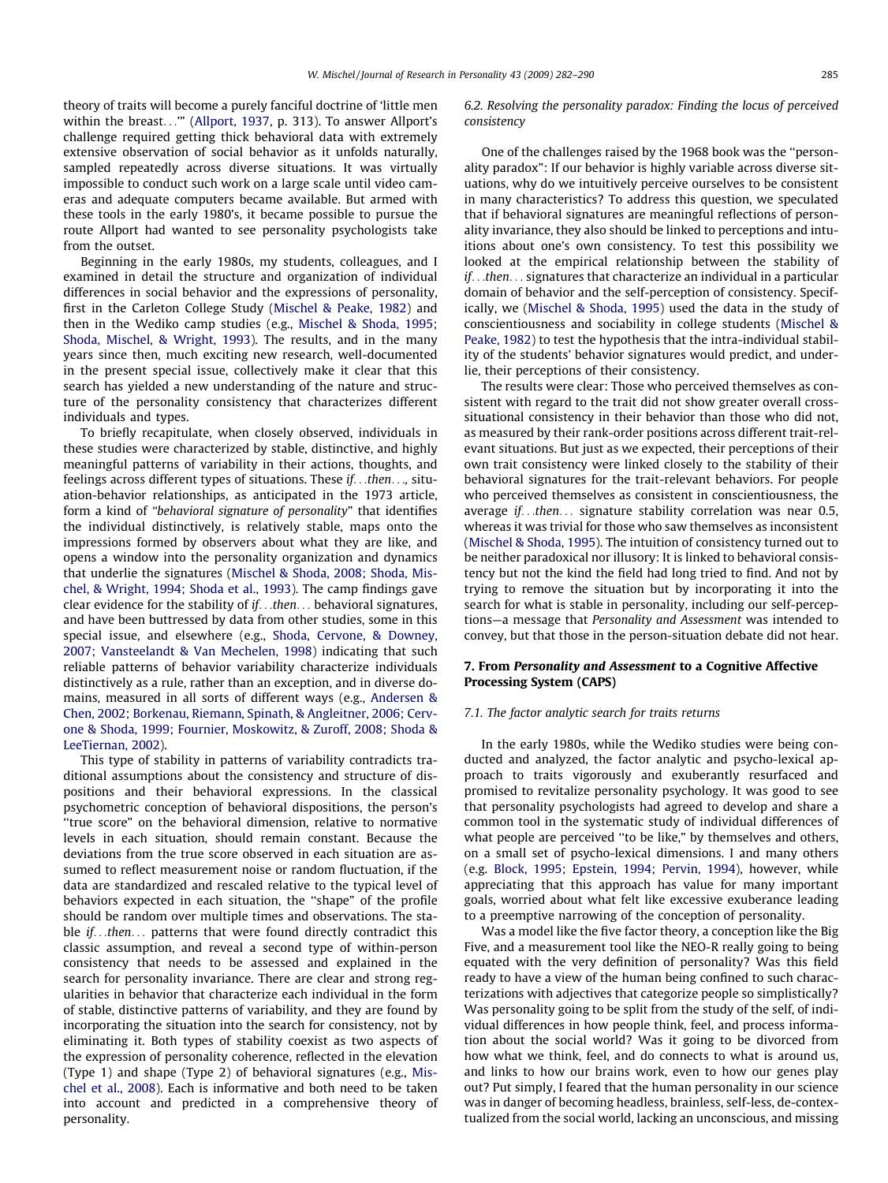theory of traits will become a purely fanciful doctrine of 'little men within the breast...'" (Allport, 1937, p. 313). To answer Allport's challenge required getting thick behavioral data with extremely extensive observation of social behavior as it unfolds naturally, sampled repeatedly across diverse situations. It was virtually impossible to conduct such work on a large scale until video cameras and adequate computers became available. But armed with these tools in the early 1980's, it became possible to pursue the route Allport had wanted to see personality psychologists take from the outset.

Beginning in the early 1980s, my students, colleagues, and I examined in detail the structure and organization of individual differences in social behavior and the expressions of personality, first in the Carleton College Study (Mischel & Peake, 1982) and then in the Wediko camp studies (e.g., Mischel & Shoda, 1995; Shoda, Mischel, & Wright, 1993). The results, and in the many years since then, much exciting new research, well-documented in the present special issue, collectively make it clear that this search has yielded a new understanding of the nature and structure of the personality consistency that characterizes different individuals and types.

To briefly recapitulate, when closely observed, individuals in these studies were characterized by stable, distinctive, and highly meaningful patterns of variability in their actions, thoughts, and feelings across different types of situations. These *if...then...*, situation-behavior relationships, as anticipated in the 1973 article, form a kind of "*behavioral signature of personality*" that identifies the individual distinctively, is relatively stable, maps onto the impressions formed by observers about what they are like, and opens a window into the personality organization and dynamics that underlie the signatures (Mischel & Shoda, 2008; Shoda, Mischel, & Wright, 1994; Shoda et al., 1993). The camp findings gave clear evidence for the stability of *if...then...* behavioral signatures, and have been buttressed by data from other studies, some in this special issue, and elsewhere (e.g., Shoda, Cervone, & Downey, 2007; Vansteelandt & Van Mechelen, 1998) indicating that such reliable patterns of behavior variability characterize individuals distinctively as a rule, rather than an exception, and in diverse domains, measured in all sorts of different ways (e.g., Andersen & Chen, 2002; Borkenau, Riemann, Spinath, & Angleitner, 2006; Cervone & Shoda, 1999; Fournier, Moskowitz, & Zuroff, 2008; Shoda & LeeTiernan, 2002).

This type of stability in patterns of variability contradicts traditional assumptions about the consistency and structure of dispositions and their behavioral expressions. In the classical psychometric conception of behavioral dispositions, the person's "true score" on the behavioral dimension, relative to normative levels in each situation, should remain constant. Because the deviations from the true score observed in each situation are assumed to reflect measurement noise or random fluctuation, if the data are standardized and rescaled relative to the typical level of behaviors expected in each situation, the "shape" of the profile should be random over multiple times and observations. The stable *if...then...* patterns that were found directly contradict this classic assumption, and reveal a second type of within-person consistency that needs to be assessed and explained in the search for personality invariance. There are clear and strong regularities in behavior that characterize each individual in the form of stable, distinctive patterns of variability, and they are found by incorporating the situation into the search for consistency, not by eliminating it. Both types of stability coexist as two aspects of the expression of personality coherence, reflected in the elevation (Type 1) and shape (Type 2) of behavioral signatures (e.g., Mischel et al., 2008). Each is informative and both need to be taken into account and predicted in a comprehensive theory of personality.

### 6.2. Resolving the personality paradox: Finding the locus of perceived consistency

One of the challenges raised by the 1968 book was the "personality paradox": If our behavior is highly variable across diverse situations, why do we intuitively perceive ourselves to be consistent in many characteristics? To address this question, we speculated that if behavioral signatures are meaningful reflections of personality invariance, they also should be linked to perceptions and intuitions about one's own consistency. To test this possibility we looked at the empirical relationship between the stability of *if...then...* signatures that characterize an individual in a particular domain of behavior and the self-perception of consistency. Specifically, we (Mischel & Shoda, 1995) used the data in the study of conscientiousness and sociability in college students (Mischel & Peake, 1982) to test the hypothesis that the intra-individual stability of the students' behavior signatures would predict, and underlie, their perceptions of their consistency.

The results were clear: Those who perceived themselves as consistent with regard to the trait did not show greater overall cross-situational consistency in their behavior than those who did not, as measured by their rank-order positions across different trait-relevant situations. But just as we expected, their perceptions of their own trait consistency were linked closely to the stability of their behavioral signatures for the trait-relevant behaviors. For people who perceived themselves as consistent in conscientiousness, the average *if...then...* signature stability correlation was near 0.5, whereas it was trivial for those who saw themselves as inconsistent (Mischel & Shoda, 1995). The intuition of consistency turned out to be neither paradoxical nor illusory: It is linked to behavioral consistency but not the kind the field had long tried to find. And not by trying to remove the situation but by incorporating it into the search for what is stable in personality, including our self-perceptions—a message that *Personality and Assessment* was intended to convey, but that those in the person-situation debate did not hear.

## 7. From *Personality and Assessment* to a Cognitive Affective Processing System (CAPS)

### 7.1. The factor analytic search for traits returns

In the early 1980s, while the Wediko studies were being conducted and analyzed, the factor analytic and psycho-lexical approach to traits vigorously and exuberantly resurfaced and promised to revitalize personality psychology. It was good to see that personality psychologists had agreed to develop and share a common tool in the systematic study of individual differences of what people are perceived "to be like," by themselves and others, on a small set of psycho-lexical dimensions. I and many others (e.g. Block, 1995; Epstein, 1994; Pervin, 1994), however, while appreciating that this approach has value for many important goals, worried about what felt like excessive exuberance leading to a preemptive narrowing of the conception of personality.

Was a model like the five factor theory, a conception like the Big Five, and a measurement tool like the NEO-R really going to being equated with the very definition of personality? Was this field ready to have a view of the human being confined to such characterizations with adjectives that categorize people so simplistically? Was personality going to be split from the study of the self, of individual differences in how people think, feel, and process information about the social world? Was it going to be divorced from how what we think, feel, and do connects to what is around us, and links to how our brains work, even to how our genes play out? Put simply, I feared that the human personality in our science was in danger of becoming headless, brainless, self-less, de-contextualized from the social world, lacking an unconscious, and missing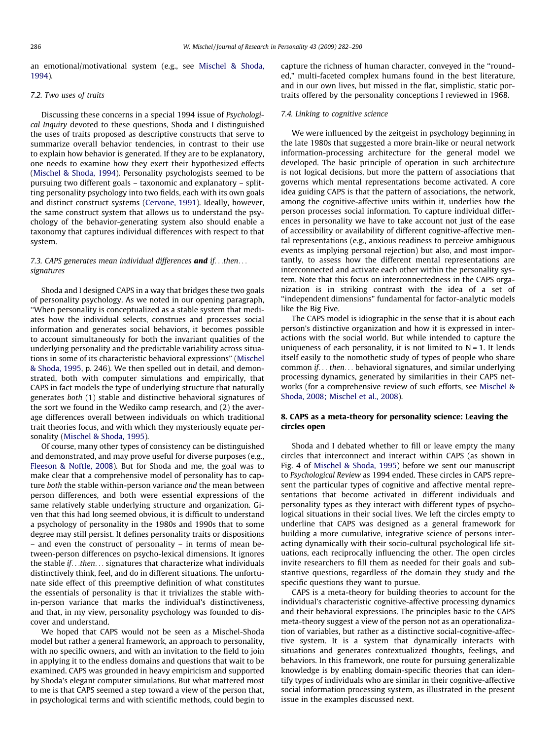an emotional/motivational system (e.g., see Mischel & Shoda, 1994).

### 7.2. Two uses of traits

Discussing these concerns in a special 1994 issue of *Psychological Inquiry* devoted to these questions, Shoda and I distinguished the uses of traits proposed as descriptive constructs that serve to summarize overall behavior tendencies, in contrast to their use to explain how behavior is generated. If they are to be explanatory, one needs to examine how they exert their hypothesized effects (Mischel & Shoda, 1994). Personality psychologists seemed to be pursuing two different goals – taxonomic and explanatory – splitting personality psychology into two fields, each with its own goals and distinct construct systems (Cervone, 1991). Ideally, however, the same construct system that allows us to understand the psychology of the behavior-generating system also should enable a taxonomy that captures individual differences with respect to that system.

### 7.3. CAPS generates mean individual differences **and** *if...then...* signatures

Shoda and I designed CAPS in a way that bridges these two goals of personality psychology. As we noted in our opening paragraph, "When personality is conceptualized as a stable system that mediates how the individual selects, construes and processes social information and generates social behaviors, it becomes possible to account simultaneously for both the invariant qualities of the underlying personality and the predictable variability across situations in some of its characteristic behavioral expressions" (Mischel & Shoda, 1995, p. 246). We then spelled out in detail, and demonstrated, both with computer simulations and empirically, that CAPS in fact models the type of underlying structure that naturally generates *both* (1) stable and distinctive behavioral signatures of the sort we found in the Wediko camp research, and (2) the average differences overall between individuals on which traditional trait theories focus, and with which they mysteriously equate personality (Mischel & Shoda, 1995).

Of course, many other types of consistency can be distinguished and demonstrated, and may prove useful for diverse purposes (e.g., Fleeson & Noftle, 2008). But for Shoda and me, the goal was to make clear that a comprehensive model of personality has to capture *both* the stable within-person variance *and* the mean between person differences, and both were essential expressions of the same relatively stable underlying structure and organization. Given that this had long seemed obvious, it is difficult to understand a psychology of personality in the 1980s and 1990s that to some degree may still persist. It defines personality traits or dispositions – and even the construct of personality – in terms of mean between-person differences on psycho-lexical dimensions. It ignores the stable *if...then...* signatures that characterize what individuals distinctively think, feel, and do in different situations. The unfortunate side effect of this preemptive definition of what constitutes the essentials of personality is that it trivializes the stable within-person variance that marks the individual's distinctiveness, and that, in my view, personality psychology was founded to discover and understand.

We hoped that CAPS would not be seen as a Mischel-Shoda model but rather a general framework, an approach to personality, with no specific owners, and with an invitation to the field to join in applying it to the endless domains and questions that wait to be examined. CAPS was grounded in heavy empiricism and supported by Shoda's elegant computer simulations. But what mattered most to me is that CAPS seemed a step toward a view of the person that, in psychological terms and with scientific methods, could begin to capture the richness of human character, conveyed in the "rounded," multi-faceted complex humans found in the best literature, and in our own lives, but missed in the flat, simplistic, static portraits offered by the personality conceptions I reviewed in 1968.

### 7.4. Linking to cognitive science

We were influenced by the zeitgeist in psychology beginning in the late 1980s that suggested a more brain-like or neural network information-processing architecture for the general model we developed. The basic principle of operation in such architecture is not logical decisions, but more the pattern of associations that governs which mental representations become activated. A core idea guiding CAPS is that the pattern of associations, the network, among the cognitive-affective units within it, underlies how the person processes social information. To capture individual differences in personality we have to take account not just of the ease of accessibility or availability of different cognitive-affective mental representations (e.g., anxious readiness to perceive ambiguous events as implying personal rejection) but also, and most importantly, to assess how the different mental representations are interconnected and activate each other within the personality system. Note that this focus on interconnectedness in the CAPS organization is in striking contrast with the idea of a set of "independent dimensions" fundamental for factor-analytic models like the Big Five.

The CAPS model is idiographic in the sense that it is about each person's distinctive organization and how it is expressed in interactions with the social world. But while intended to capture the uniqueness of each personality, it is not limited to $N = 1$. It lends itself easily to the nomothetic study of types of people who share common *if... then...* behavioral signatures, and similar underlying processing dynamics, generated by similarities in their CAPS networks (for a comprehensive review of such efforts, see Mischel & Shoda, 2008; Mischel et al., 2008).

## 8. CAPS as a meta-theory for personality science: Leaving the circles open

Shoda and I debated whether to fill or leave empty the many circles that interconnect and interact within CAPS (as shown in Fig. 4 of Mischel & Shoda, 1995) before we sent our manuscript to *Psychological Review* as 1994 ended. These circles in CAPS represent the particular types of cognitive and affective mental representations that become activated in different individuals and personality types as they interact with different types of psychological situations in their social lives. We left the circles empty to underline that CAPS was designed as a general framework for building a more cumulative, integrative science of persons interacting dynamically with their socio-cultural psychological life situations, each reciprocally influencing the other. The open circles invite researchers to fill them as needed for their goals and substantive questions, regardless of the domain they study and the specific questions they want to pursue.

CAPS is a meta-theory for building theories to account for the individual's characteristic cognitive-affective processing dynamics and their behavioral expressions. The principles basic to the CAPS meta-theory suggest a view of the person not as an operationalization of variables, but rather as a distinctive social-cognitive-affective system. It is a system that dynamically interacts with situations and generates contextualized thoughts, feelings, and behaviors. In this framework, one route for pursuing generalizable knowledge is by enabling domain-specific theories that can identify types of individuals who are similar in their cognitive-affective social information processing system, as illustrated in the present issue in the examples discussed next.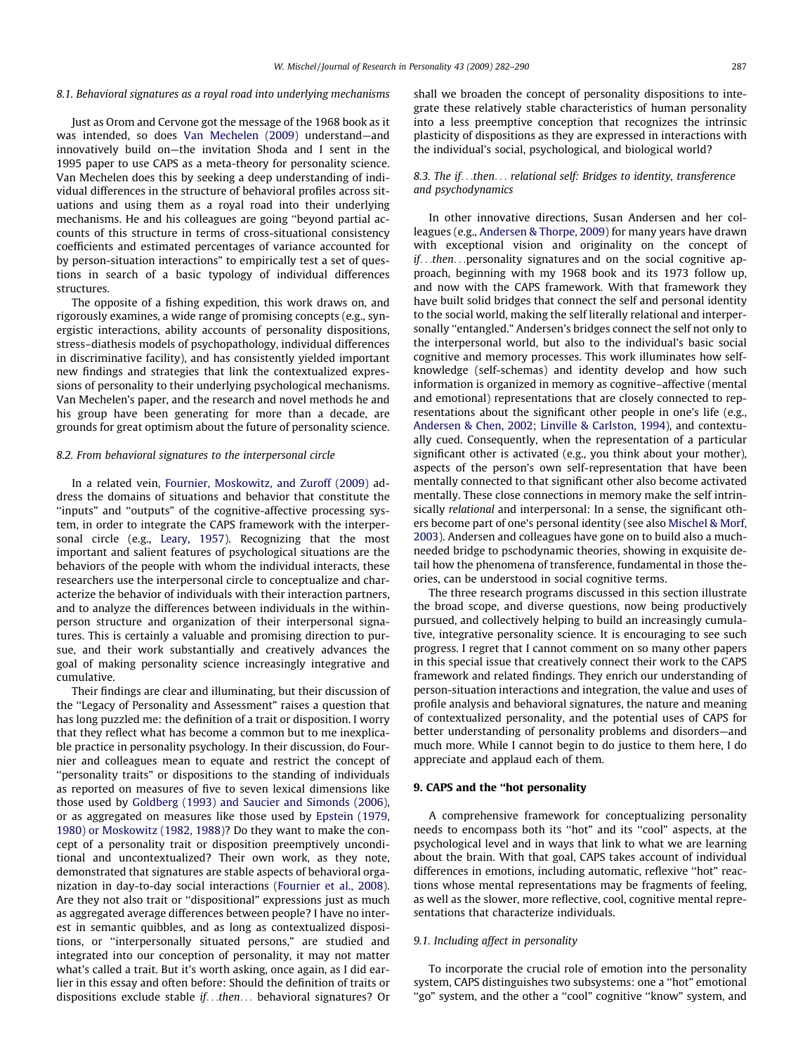### 8.1. Behavioral signatures as a royal road into underlying mechanisms

Just as Orom and Cervone got the message of the 1968 book as it was intended, so does Van Mechelen (2009) understand—and innovatively build on—the invitation Shoda and I sent in the 1995 paper to use CAPS as a meta-theory for personality science. Van Mechelen does this by seeking a deep understanding of individual differences in the structure of behavioral profiles across situations and using them as a royal road into their underlying mechanisms. He and his colleagues are going "beyond partial accounts of this structure in terms of cross-situational consistency coefficients and estimated percentages of variance accounted for by person-situation interactions" to empirically test a set of questions in search of a basic typology of individual differences structures.

The opposite of a fishing expedition, this work draws on, and rigorously examines, a wide range of promising concepts (e.g., synergistic interactions, ability accounts of personality dispositions, stress–diathesis models of psychopathology, individual differences in discriminative facility), and has consistently yielded important new findings and strategies that link the contextualized expressions of personality to their underlying psychological mechanisms. Van Mechelen's paper, and the research and novel methods he and his group have been generating for more than a decade, are grounds for great optimism about the future of personality science.

### 8.2. From behavioral signatures to the interpersonal circle

In a related vein, Fournier, Moskowitz, and Zuroff (2009) address the domains of situations and behavior that constitute the "inputs" and "outputs" of the cognitive-affective processing system, in order to integrate the CAPS framework with the interpersonal circle (e.g., Leary, 1957). Recognizing that the most important and salient features of psychological situations are the behaviors of the people with whom the individual interacts, these researchers use the interpersonal circle to conceptualize and characterize the behavior of individuals with their interaction partners, and to analyze the differences between individuals in the within-person structure and organization of their interpersonal signatures. This is certainly a valuable and promising direction to pursue, and their work substantially and creatively advances the goal of making personality science increasingly integrative and cumulative.

Their findings are clear and illuminating, but their discussion of the "Legacy of Personality and Assessment" raises a question that has long puzzled me: the definition of a trait or disposition. I worry that they reflect what has become a common but to me inexplicable practice in personality psychology. In their discussion, do Fournier and colleagues mean to equate and restrict the concept of "personality traits" or dispositions to the standing of individuals as reported on measures of five to seven lexical dimensions like those used by Goldberg (1993) and Saucier and Simonds (2006), or as aggregated on measures like those used by Epstein (1979, 1980) or Moskowitz (1982, 1988)? Do they want to make the concept of a personality trait or disposition preemptively unconditional and uncontextualized? Their own work, as they note, demonstrated that signatures are stable aspects of behavioral organization in day-to-day social interactions (Fournier et al., 2008). Are they not also trait or "dispositional" expressions just as much as aggregated average differences between people? I have no interest in semantic quibbles, and as long as contextualized dispositions, or "interpersonally situated persons," are studied and integrated into our conception of personality, it may not matter what's called a trait. But it's worth asking, once again, as I did earlier in this essay and often before: Should the definition of traits or dispositions exclude stable *if...then...* behavioral signatures? Or shall we broaden the concept of personality dispositions to integrate these relatively stable characteristics of human personality into a less preemptive conception that recognizes the intrinsic plasticity of dispositions as they are expressed in interactions with the individual's social, psychological, and biological world?

### 8.3. The if...then... relational self: Bridges to identity, transference and psychodynamics

In other innovative directions, Susan Andersen and her colleagues (e.g., Andersen & Thorpe, 2009) for many years have drawn with exceptional vision and originality on the concept of *if...then...*personality signatures and on the social cognitive approach, beginning with my 1968 book and its 1973 follow up, and now with the CAPS framework. With that framework they have built solid bridges that connect the self and personal identity to the social world, making the self literally relational and interpersonally "entangled." Andersen's bridges connect the self not only to the interpersonal world, but also to the individual's basic social cognitive and memory processes. This work illuminates how self-knowledge (self-schemas) and identity develop and how such information is organized in memory as cognitive–affective (mental and emotional) representations that are closely connected to representations about the significant other people in one's life (e.g., Andersen & Chen, 2002; Linville & Carlston, 1994), and contextually cued. Consequently, when the representation of a particular significant other is activated (e.g., you think about your mother), aspects of the person's own self-representation that have been mentally connected to that significant other also become activated mentally. These close connections in memory make the self intrinsically *relational* and interpersonal: In a sense, the significant others become part of one's personal identity (see also Mischel & Morf, 2003). Andersen and colleagues have gone on to build also a much-needed bridge to pschodynamic theories, showing in exquisite detail how the phenomena of transference, fundamental in those theories, can be understood in social cognitive terms.

The three research programs discussed in this section illustrate the broad scope, and diverse questions, now being productively pursued, and collectively helping to build an increasingly cumulative, integrative personality science. It is encouraging to see such progress. I regret that I cannot comment on so many other papers in this special issue that creatively connect their work to the CAPS framework and related findings. They enrich our understanding of person-situation interactions and integration, the value and uses of profile analysis and behavioral signatures, the nature and meaning of contextualized personality, and the potential uses of CAPS for better understanding of personality problems and disorders—and much more. While I cannot begin to do justice to them here, I do appreciate and applaud each of them.

## 9. CAPS and the "hot personality

A comprehensive framework for conceptualizing personality needs to encompass both its "hot" and its "cool" aspects, at the psychological level and in ways that link to what we are learning about the brain. With that goal, CAPS takes account of individual differences in emotions, including automatic, reflexive "hot" reactions whose mental representations may be fragments of feeling, as well as the slower, more reflective, cool, cognitive mental representations that characterize individuals.

### 9.1. Including affect in personality

To incorporate the crucial role of emotion into the personality system, CAPS distinguishes two subsystems: one a "hot" emotional "go" system, and the other a "cool" cognitive "know" system, and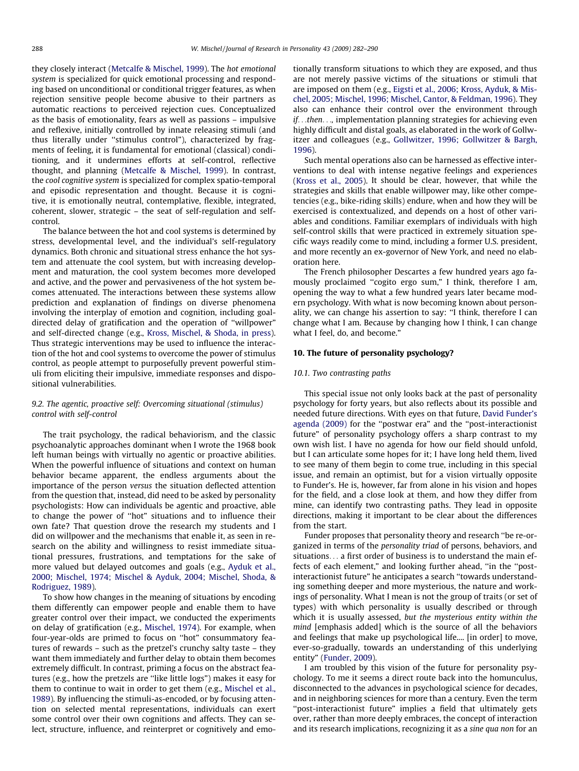they closely interact (Metcalfe & Mischel, 1999). The *hot emotional system* is specialized for quick emotional processing and responding based on unconditional or conditional trigger features, as when rejection sensitive people become abusive to their partners as automatic reactions to perceived rejection cues. Conceptualized as the basis of emotionality, fears as well as passions – impulsive and reflexive, initially controlled by innate releasing stimuli (and thus literally under "stimulus control"), characterized by fragments of feeling, it is fundamental for emotional (classical) conditioning, and it undermines efforts at self-control, reflective thought, and planning (Metcalfe & Mischel, 1999). In contrast, the *cool cognitive system* is specialized for complex spatio-temporal and episodic representation and thought. Because it is cognitive, it is emotionally neutral, contemplative, flexible, integrated, coherent, slower, strategic – the seat of self-regulation and self-control.

The balance between the hot and cool systems is determined by stress, developmental level, and the individual's self-regulatory dynamics. Both chronic and situational stress enhance the hot system and attenuate the cool system, but with increasing development and maturation, the cool system becomes more developed and active, and the power and pervasiveness of the hot system becomes attenuated. The interactions between these systems allow prediction and explanation of findings on diverse phenomena involving the interplay of emotion and cognition, including goal-directed delay of gratification and the operation of "willpower" and self-directed change (e.g., Kross, Mischel, & Shoda, in press). Thus strategic interventions may be used to influence the interaction of the hot and cool systems to overcome the power of stimulus control, as people attempt to purposefully prevent powerful stimuli from eliciting their impulsive, immediate responses and dispositional vulnerabilities.

### 9.2. The agentic, proactive self: Overcoming situational (stimulus) control with self-control

The trait psychology, the radical behaviorism, and the classic psychoanalytic approaches dominant when I wrote the 1968 book left human beings with virtually no agentic or proactive abilities. When the powerful influence of situations and context on human behavior became apparent, the endless arguments about the importance of the person *versus* the situation deflected attention from the question that, instead, did need to be asked by personality psychologists: How can individuals be agentic and proactive, able to change the power of "hot" situations and to influence their own fate? That question drove the research my students and I did on willpower and the mechanisms that enable it, as seen in research on the ability and willingness to resist immediate situational pressures, frustrations, and temptations for the sake of more valued but delayed outcomes and goals (e.g., Ayduk et al., 2000; Mischel, 1974; Mischel & Ayduk, 2004; Mischel, Shoda, & Rodriguez, 1989).

To show how changes in the meaning of situations by encoding them differently can empower people and enable them to have greater control over their impact, we conducted the experiments on delay of gratification (e.g., Mischel, 1974). For example, when four-year-olds are primed to focus on "hot" consummatory features of rewards – such as the pretzel's crunchy salty taste – they want them immediately and further delay to obtain them becomes extremely difficult. In contrast, priming a focus on the abstract features (e.g., how the pretzels are "like little logs") makes it easy for them to continue to wait in order to get them (e.g., Mischel et al., 1989). By influencing the stimuli-as-encoded, or by focusing attention on selected mental representations, individuals can exert some control over their own cognitions and affects. They can select, structure, influence, and reinterpret or cognitively and emotionally transform situations to which they are exposed, and thus are not merely passive victims of the situations or stimuli that are imposed on them (e.g., Eigsti et al., 2006; Kross, Ayduk, & Mischel, 2005; Mischel, 1996; Mischel, Cantor, & Feldman, 1996). They also can enhance their control over the environment through *if...then...*, implementation planning strategies for achieving even highly difficult and distal goals, as elaborated in the work of Gollwitzer and colleagues (e.g., Gollwitzer, 1996; Gollwitzer & Bargh, 1996).

Such mental operations also can be harnessed as effective interventions to deal with intense negative feelings and experiences (Kross et al., 2005). It should be clear, however, that while the strategies and skills that enable willpower may, like other competencies (e.g., bike-riding skills) endure, when and how they will be exercised is contextualized, and depends on a host of other variables and conditions. Familiar exemplars of individuals with high self-control skills that were practiced in extremely situation specific ways readily come to mind, including a former U.S. president, and more recently an ex-governor of New York, and need no elaboration here.

The French philosopher Descartes a few hundred years ago famously proclaimed "cogito ergo sum," I think, therefore I am, opening the way to what a few hundred years later became modern psychology. With what is now becoming known about personality, we can change his assertion to say: "I think, therefore I can change what I am. Because by changing how I think, I can change what I feel, do, and become."

## 10. The future of personality psychology?

### 10.1. Two contrasting paths

This special issue not only looks back at the past of personality psychology for forty years, but also reflects about its possible and needed future directions. With eyes on that future, David Funder's agenda (2009) for the "postwar era" and the "post-interactionist future" of personality psychology offers a sharp contrast to my own wish list. I have no agenda for how our field should unfold, but I can articulate some hopes for it; I have long held them, lived to see many of them begin to come true, including in this special issue, and remain an optimist, but for a vision virtually opposite to Funder's. He is, however, far from alone in his vision and hopes for the field, and a close look at them, and how they differ from mine, can identify two contrasting paths. They lead in opposite directions, making it important to be clear about the differences from the start.

Funder proposes that personality theory and research "be re-organized in terms of the *personality triad* of persons, behaviors, and situations... a first order of business is to understand the main effects of each element," and looking further ahead, "in the "post-interactionist future" he anticipates a search "towards understanding something deeper and more mysterious, the nature and workings of personality. What I mean is not the group of traits (or set of types) with which personality is usually described or through which it is usually assessed, *but the mysterious entity within the mind* [emphasis added] which is the source of all the behaviors and feelings that make up psychological life.... [in order] to move, ever-so-gradually, towards an understanding of this underlying entity" (Funder, 2009).

I am troubled by this vision of the future for personality psychology. To me it seems a direct route back into the homunculus, disconnected to the advances in psychological science for decades, and in neighboring sciences for more than a century. Even the term "post-interactionist future" implies a field that ultimately gets over, rather than more deeply embraces, the concept of interaction and its research implications, recognizing it as a *sine qua non* for an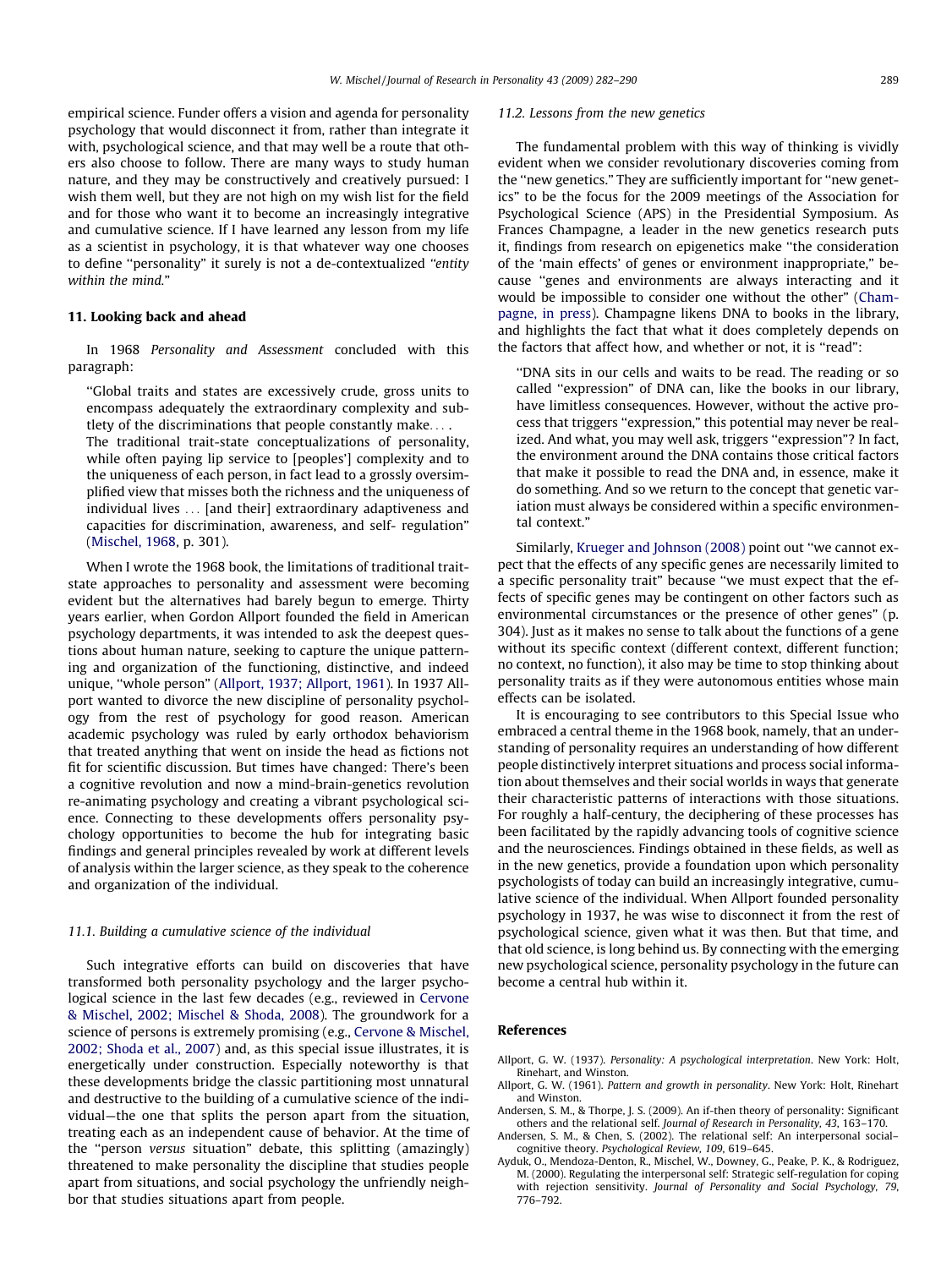empirical science. Funder offers a vision and agenda for personality psychology that would disconnect it from, rather than integrate it with, psychological science, and that may well be a route that others also choose to follow. There are many ways to study human nature, and they may be constructively and creatively pursued: I wish them well, but they are not high on my wish list for the field and for those who want it to become an increasingly integrative and cumulative science. If I have learned any lesson from my life as a scientist in psychology, it is that whatever way one chooses to define "personality" it surely is not a de-contextualized *"entity within the mind."*

## 11. Looking back and ahead

In 1968 *Personality and Assessment* concluded with this paragraph:

> "Global traits and states are excessively crude, gross units to encompass adequately the extraordinary complexity and subtlety of the discriminations that people constantly make. . . .
> The traditional trait-state conceptualizations of personality, while often paying lip service to [peoples'] complexity and to the uniqueness of each person, in fact lead to a grossly oversimplified view that misses both the richness and the uniqueness of individual lives . . . [and their] extraordinary adaptiveness and capacities for discrimination, awareness, and self- regulation" (Mischel, 1968, p. 301).

When I wrote the 1968 book, the limitations of traditional trait-state approaches to personality and assessment were becoming evident but the alternatives had barely begun to emerge. Thirty years earlier, when Gordon Allport founded the field in American psychology departments, it was intended to ask the deepest questions about human nature, seeking to capture the unique patterning and organization of the functioning, distinctive, and indeed unique, "whole person" (Allport, 1937; Allport, 1961). In 1937 Allport wanted to divorce the new discipline of personality psychology from the rest of psychology for good reason. American academic psychology was ruled by early orthodox behaviorism that treated anything that went on inside the head as fictions not fit for scientific discussion. But times have changed: There's been a cognitive revolution and now a mind-brain-genetics revolution re-animating psychology and creating a vibrant psychological science. Connecting to these developments offers personality psychology opportunities to become the hub for integrating basic findings and general principles revealed by work at different levels of analysis within the larger science, as they speak to the coherence and organization of the individual.

### 11.1. Building a cumulative science of the individual

Such integrative efforts can build on discoveries that have transformed both personality psychology and the larger psychological science in the last few decades (e.g., reviewed in Cervone & Mischel, 2002; Mischel & Shoda, 2008). The groundwork for a science of persons is extremely promising (e.g., Cervone & Mischel, 2002; Shoda et al., 2007) and, as this special issue illustrates, it is energetically under construction. Especially noteworthy is that these developments bridge the classic partitioning most unnatural and destructive to the building of a cumulative science of the individual—the one that splits the person apart from the situation, treating each as an independent cause of behavior. At the time of the "person *versus* situation" debate, this splitting (amazingly) threatened to make personality the discipline that studies people apart from situations, and social psychology the unfriendly neighbor that studies situations apart from people.

### 11.2. Lessons from the new genetics

The fundamental problem with this way of thinking is vividly evident when we consider revolutionary discoveries coming from the "new genetics." They are sufficiently important for "new genetics" to be the focus for the 2009 meetings of the Association for Psychological Science (APS) in the Presidential Symposium. As Frances Champagne, a leader in the new genetics research puts it, findings from research on epigenetics make "the consideration of the 'main effects' of genes or environment inappropriate," because "genes and environments are always interacting and it would be impossible to consider one without the other" (Champagne, in press). Champagne likens DNA to books in the library, and highlights the fact that what it does completely depends on the factors that affect how, and whether or not, it is "read":

> "DNA sits in our cells and waits to be read. The reading or so called "expression" of DNA can, like the books in our library, have limitless consequences. However, without the active process that triggers "expression," this potential may never be realized. And what, you may well ask, triggers "expression"? In fact, the environment around the DNA contains those critical factors that make it possible to read the DNA and, in essence, make it do something. And so we return to the concept that genetic variation must always be considered within a specific environmental context."

Similarly, Krueger and Johnson (2008) point out "we cannot expect that the effects of any specific genes are necessarily limited to a specific personality trait" because "we must expect that the effects of specific genes may be contingent on other factors such as environmental circumstances or the presence of other genes" (p. 304). Just as it makes no sense to talk about the functions of a gene without its specific context (different context, different function; no context, no function), it also may be time to stop thinking about personality traits as if they were autonomous entities whose main effects can be isolated.

It is encouraging to see contributors to this Special Issue who embraced a central theme in the 1968 book, namely, that an understanding of personality requires an understanding of how different people distinctively interpret situations and process social information about themselves and their social worlds in ways that generate their characteristic patterns of interactions with those situations. For roughly a half-century, the deciphering of these processes has been facilitated by the rapidly advancing tools of cognitive science and the neurosciences. Findings obtained in these fields, as well as in the new genetics, provide a foundation upon which personality psychologists of today can build an increasingly integrative, cumulative science of the individual. When Allport founded personality psychology in 1937, he was wise to disconnect it from the rest of psychological science, given what it was then. But that time, and that old science, is long behind us. By connecting with the emerging new psychological science, personality psychology in the future can become a central hub within it.

## References

Allport, G. W. (1937). *Personality: A psychological interpretation*. New York: Holt, Rinehart, and Winston.

Allport, G. W. (1961). *Pattern and growth in personality*. New York: Holt, Rinehart and Winston.

Andersen, S. M., & Thorpe, J. S. (2009). An if-then theory of personality: Significant others and the relational self. *Journal of Research in Personality, 43*, 163–170.

Andersen, S. M., & Chen, S. (2002). The relational self: An interpersonal social–cognitive theory. *Psychological Review, 109*, 619–645.

Ayduk, O., Mendoza-Denton, R., Mischel, W., Downey, G., Peake, P. K., & Rodriguez, M. (2000). Regulating the interpersonal self: Strategic self-regulation for coping with rejection sensitivity. *Journal of Personality and Social Psychology, 79*, 776–792.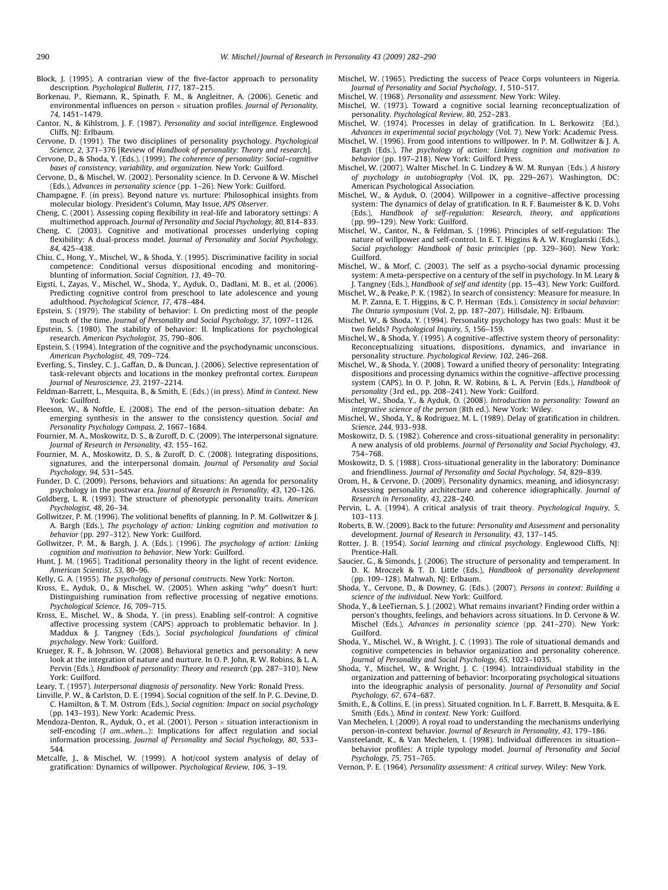Block, J. (1995). A contrarian view of the five-factor approach to personality description. *Psychological Bulletin, 117*, 187–215.

Borkenau, P., Riemann, R., Spinath, F. M., & Angleitner, A. (2006). Genetic and environmental influences on person × situation profiles. *Journal of Personality, 74*, 1451–1479.

Cantor, N., & Kihlstrom, J. F. (1987). *Personality and social intelligence*. Englewood Cliffs, NJ: Erlbaum.

Cervone, D. (1991). The two disciplines of personality psychology. *Psychological Science, 2*, 371–376 [Review of *Handbook of personality: Theory and research*].

Cervone, D., & Shoda, Y. (Eds.). (1999). *The coherence of personality: Social–cognitive bases of consistency, variability, and organization*. New York: Guilford.

Cervone, D., & Mischel, W. (2002). Personality science. In D. Cervone & W. Mischel (Eds.), *Advances in personality science* (pp. 1–26). New York: Guilford.

Champagne, F. (in press). Beyond nature vs. nurture: Philosophical insights from molecular biology. President's Column, May Issue, *APS Observer*.

Cheng, C. (2001). Assessing coping flexibility in real-life and laboratory settings: A multimethod approach. *Journal of Personality and Social Psychology, 80*, 814–833.

Cheng, C. (2003). Cognitive and motivational processes underlying coping flexibility: A dual-process model. *Journal of Personality and Social Psychology, 84*, 425–438.

Chiu, C., Hong, Y., Mischel, W., & Shoda, Y. (1995). Discriminative facility in social competence: Conditional versus dispositional encoding and monitoring-blunting of information. *Social Cognition, 13*, 49–70.

Eigsti, I., Zayas, V., Mischel, W., Shoda, Y., Ayduk, O., Dadlani, M. B., et al. (2006). Predicting cognitive control from preschool to late adolescence and young adulthood. *Psychological Science, 17*, 478–484.

Epstein, S. (1979). The stability of behavior: I. On predicting most of the people much of the time. *Journal of Personality and Social Psychology, 37*, 1097–1126.

Epstein, S. (1980). The stability of behavior: II. Implications for psychological research. *American Psychologist, 35*, 790–806.

Epstein, S. (1994). Integration of the cognitive and the psychodynamic unconscious. *American Psychologist, 49*, 709–724.

Everling, S., Tinsley, C. J., Gaffan, D., & Duncan, J. (2006). Selective representation of task-relevant objects and locations in the monkey prefrontal cortex. *European Journal of Neuroscience, 23*, 2197–2214.

Feldman-Barrett, L., Mesquita, B., & Smith, E. (Eds.) (in press). *Mind in Context*. New York: Guilford.

Fleeson, W., & Noftle, E. (2008). The end of the person–situation debate: An emerging synthesis in the answer to the consistency question. *Social and Personality Psychology Compass, 2*, 1667–1684.

Fournier, M. A., Moskowitz, D. S., & Zuroff, D. C. (2009). The interpersonal signature. *Journal of Research in Personality, 43*, 155–162.

Fournier, M. A., Moskowitz, D. S., & Zuroff, D. C. (2008). Integrating dispositions, signatures, and the interpersonal domain. *Journal of Personality and Social Psychology, 94*, 531–545.

Funder, D. C. (2009). Persons, behaviors and situations: An agenda for personality psychology in the postwar era. *Journal of Research in Personality, 43*, 120–126.

Goldberg, L. R. (1993). The structure of phenotypic personality traits. *American Psychologist, 48*, 26–34.

Gollwitzer, P. M. (1996). The volitional benefits of planning. In P. M. Gollwitzer & J. A. Bargh (Eds.), *The psychology of action: Linking cognition and motivation to behavior* (pp. 297–312). New York: Guilford.

Gollwitzer, P. M., & Bargh, J. A. (Eds.). (1996). *The psychology of action: Linking cognition and motivation to behavior*. New York: Guilford.

Hunt, J. M. (1965). Traditional personality theory in the light of recent evidence. *American Scientist, 53*, 80–96.

Kelly, G. A. (1955). *The psychology of personal constructs*. New York: Norton.

Kross, E., Ayduk, O., & Mischel, W. (2005). When asking "*why*" doesn't hurt: Distinguishing rumination from reflective processing of negative emotions. *Psychological Science, 16*, 709–715.

Kross, E., Mischel, W., & Shoda, Y. (in press). Enabling self-control: A cognitive affective processing system (CAPS) approach to problematic behavior. In J. Maddux & J. Tangney (Eds.), *Social psychological foundations of clinical psychology*. New York: Guilford.

Krueger, R. F., & Johnson, W. (2008). Behavioral genetics and personality: A new look at the integration of nature and nurture. In O. P. John, R. W. Robins, & L. A. Pervin (Eds.), *Handbook of personality: Theory and research* (pp. 287–310). New York: Guilford.

Leary, T. (1957). *Interpersonal diagnosis of personality*. New York: Ronald Press.

Linville, P. W., & Carlston, D. E. (1994). Social cognition of the self. In P. G. Devine, D. C. Hamilton, & T. M. Ostrom (Eds.), *Social cognition: Impact on social psychology* (pp. 143–193). New York: Academic Press.

Mendoza-Denton, R., Ayduk, O., et al. (2001). Person × situation interactionism in self-encoding (*I am...when...*): Implications for affect regulation and social information processing. *Journal of Personality and Social Psychology, 80*, 533–544.

Metcalfe, J., & Mischel, W. (1999). A hot/cool system analysis of delay of gratification: Dynamics of willpower. *Psychological Review, 106*, 3–19.

Mischel, W. (1965). Predicting the success of Peace Corps volunteers in Nigeria. *Journal of Personality and Social Psychology, 1*, 510–517.

Mischel, W. (1968). *Personality and assessment*. New York: Wiley.

Mischel, W. (1973). Toward a cognitive social learning reconceptualization of personality. *Psychological Review, 80*, 252–283.

Mischel, W. (1974). Processes in delay of gratification. In L. Berkowitz (Ed.). *Advances in experimental social psychology* (Vol. 7). New York: Academic Press.

Mischel, W. (1996). From good intentions to willpower. In P. M. Gollwitzer & J. A. Bargh (Eds.), *The psychology of action: Linking cognition and motivation to behavior* (pp. 197–218). New York: Guilford Press.

Mischel, W. (2007). Walter Mischel. In G. Lindzey & W. M. Runyan (Eds.). *A history of psychology in autobiography* (Vol. IX, pp. 229–267). Washington, DC: American Psychological Association.

Mischel, W., & Ayduk, O. (2004). Willpower in a cognitive–affective processing system: The dynamics of delay of gratification. In R. F. Baumeister & K. D. Vohs (Eds.), *Handbook of self-regulation: Research, theory, and applications* (pp. 99–129). New York: Guilford.

Mischel, W., Cantor, N., & Feldman, S. (1996). Principles of self-regulation: The nature of willpower and self-control. In E. T. Higgins & A. W. Kruglanski (Eds.), *Social psychology: Handbook of basic principles* (pp. 329–360). New York: Guilford.

Mischel, W., & Morf, C. (2003). The self as a psycho-social dynamic processing system: A meta-perspective on a century of the self in psychology. In M. Leary & J. Tangney (Eds.), *Handbook of self and identity* (pp. 15–43). New York: Guilford.

Mischel, W., & Peake, P. K. (1982). In search of consistency: Measure for measure. In M. P. Zanna, E. T. Higgins, & C. P. Herman (Eds.). *Consistency in social behavior: The Ontario symposium* (Vol. 2, pp. 187–207). Hillsdale, NJ: Erlbaum.

Mischel, W., & Shoda, Y. (1994). Personality psychology has two goals: Must it be two fields? *Psychological Inquiry, 5*, 156–159.

Mischel, W., & Shoda, Y. (1995). A cognitive–affective system theory of personality: Reconceptualizing situations, dispositions, dynamics, and invariance in personality structure. *Psychological Review, 102*, 246–268.

Mischel, W., & Shoda, Y. (2008). Toward a unified theory of personality: Integrating dispositions and processing dynamics within the cognitive–affective processing system (CAPS). In O. P. John, R. W. Robins, & L. A. Pervin (Eds.), *Handbook of personality* (3rd ed., pp. 208–241). New York: Guilford.

Mischel, W., Shoda, Y., & Ayduk, O. (2008). *Introduction to personality: Toward an integrative science of the person* (8th ed.). New York: Wiley.

Mischel, W., Shoda, Y., & Rodriguez, M. L. (1989). Delay of gratification in children. *Science, 244*, 933–938.

Moskowitz, D. S. (1982). Coherence and cross-situational generality in personality: A new analysis of old problems. *Journal of Personality and Social Psychology, 43*, 754–768.

Moskowitz, D. S. (1988). Cross-situational generality in the laboratory: Dominance and friendliness. *Journal of Personality and Social Psychology, 54*, 829–839.

Orom, H., & Cervone, D. (2009). Personality dynamics, meaning, and idiosyncrasy: Assessing personality architecture and coherence idiographically. *Journal of Research in Personality, 43*, 228–240.

Pervin, L. A. (1994). A critical analysis of trait theory. *Psychological Inquiry, 5*, 103–113.

Roberts, B. W. (2009). Back to the future: *Personality and Assessment* and personality development. *Journal of Research in Personality, 43*, 137–145.

Rotter, J. B. (1954). *Social learning and clinical psychology*. Englewood Cliffs, NJ: Prentice-Hall.

Saucier, G., & Simonds, J. (2006). The structure of personality and temperament. In D. K. Mroczek & T. D. Little (Eds.), *Handbook of personality development* (pp. 109–128). Mahwah, NJ: Erlbaum.

Shoda, Y., Cervone, D., & Downey, G. (Eds.). (2007). *Persons in context: Building a science of the individual*. New York: Guilford.

Shoda, Y., & LeeTiernan, S. J. (2002). What remains invariant? Finding order within a person's thoughts, feelings, and behaviors across situations. In D. Cervone & W. Mischel (Eds.), *Advances in personality science* (pp. 241–270). New York: Guilford.

Shoda, Y., Mischel, W., & Wright, J. C. (1993). The role of situational demands and cognitive competencies in behavior organization and personality coherence. *Journal of Personality and Social Psychology, 65*, 1023–1035.

Shoda, Y., Mischel, W., & Wright, J. C. (1994). Intraindividual stability in the organization and patterning of behavior: Incorporating psychological situations into the ideographic analysis of personality. *Journal of Personality and Social Psychology, 67*, 674–687.

Smith, E., & Collins, E. (in press). Situated cognition. In L. F. Barrett, B. Mesquita, & E. Smith (Eds.), *Mind in context*. New York: Guilford.

Van Mechelen, I. (2009). A royal road to understanding the mechanisms underlying person-in-context behavior. *Journal of Research in Personality, 43*, 179–186.

Vansteelandt, K., & Van Mechelen, I. (1998). Individual differences in situation–behavior profiles: A triple typology model. *Journal of Personality and Social Psychology, 75*, 751–765.

Vernon, P. E. (1964). *Personality assessment: A critical survey*. Wiley: New York.